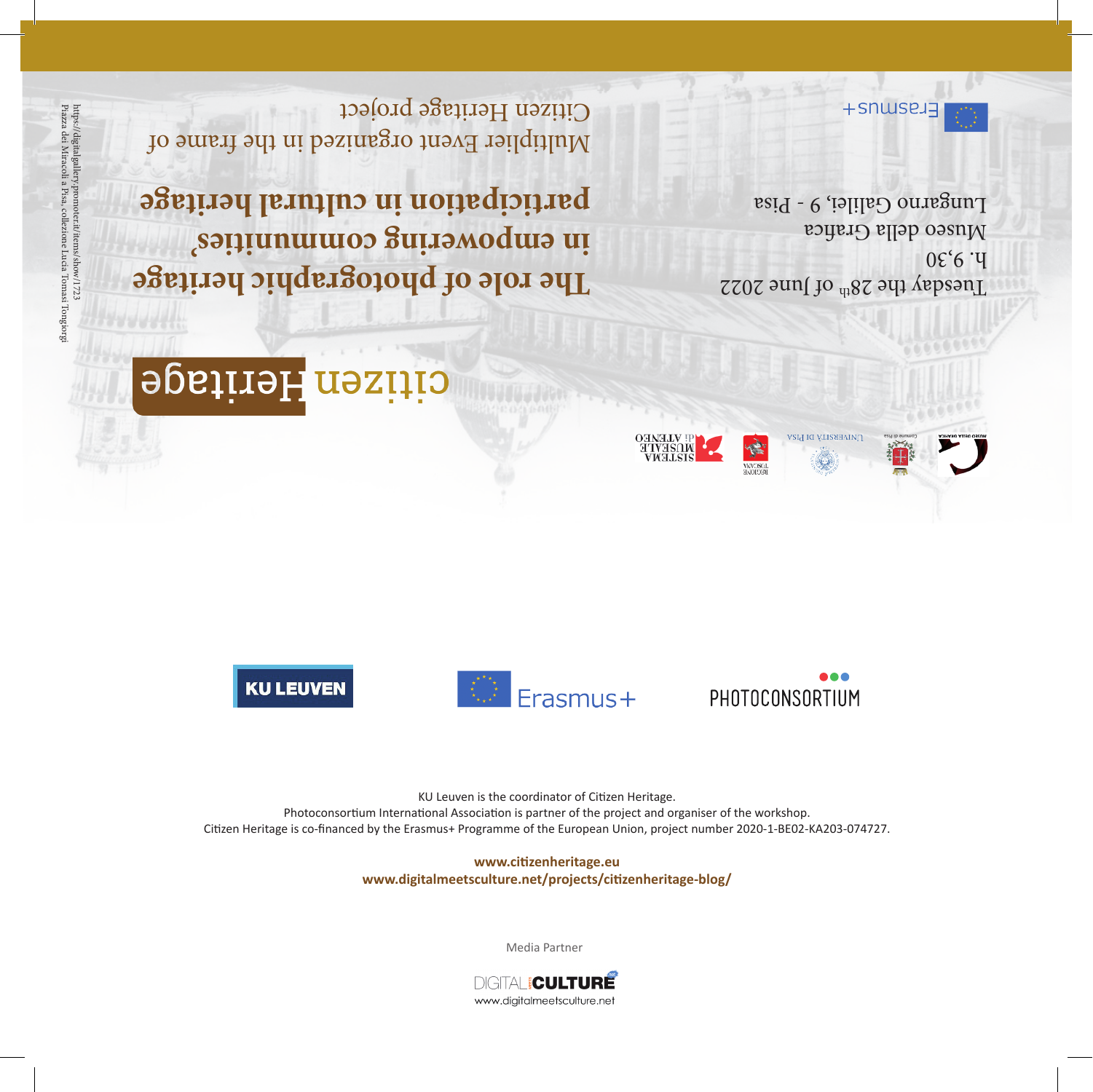citizen Heritage

# The role of photographic heritage in empowering communities' participation in cultural heritage

Multiplier Event organized in the frame of Citizen Heritage project

Tuesday the 28th of June 2022
h. 9,30
Museo della Grafica
Lungarno Galilei, 9 - Pisa

Erasmus+

https://digitalgallery.promoter.it/items/show/1723
Piazza dei Miracoli a Pisa, collezione Lucia Tomasi Tongiorgi

KU LEUVEN

Erasmus+

PHOTOCONSORTIUM

KU Leuven is the coordinator of Citizen Heritage.
Photoconsortium International Association is partner of the project and organiser of the workshop.
Citizen Heritage is co-financed by the Erasmus+ Programme of the European Union, project number 2020-1-BE02-KA203-074727.

**www.citizenheritage.eu**
**www.digitalmeetsculture.net/projects/citizenheritage-blog/**

Media Partner

DIGITAL CULTURE
www.digitalmeetsculture.net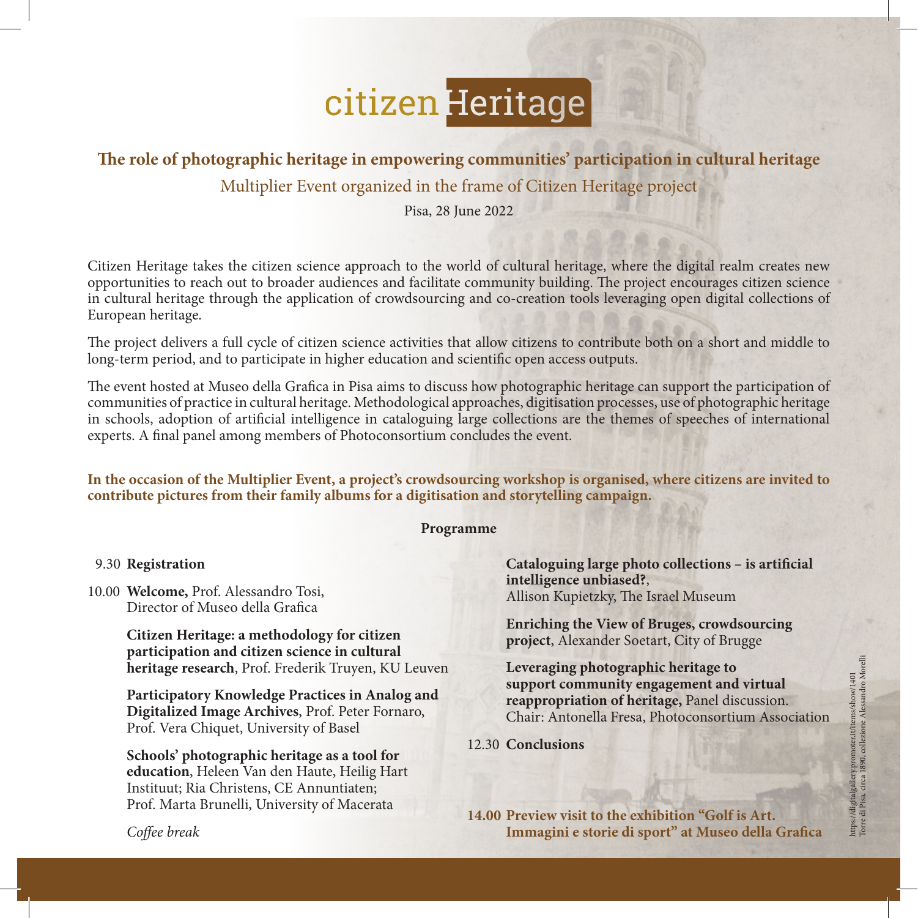# citizen Heritage

## The role of photographic heritage in empowering communities' participation in cultural heritage

Multiplier Event organized in the frame of Citizen Heritage project

Pisa, 28 June 2022

Citizen Heritage takes the citizen science approach to the world of cultural heritage, where the digital realm creates new opportunities to reach out to broader audiences and facilitate community building. The project encourages citizen science in cultural heritage through the application of crowdsourcing and co-creation tools leveraging open digital collections of European heritage.

The project delivers a full cycle of citizen science activities that allow citizens to contribute both on a short and middle to long-term period, and to participate in higher education and scientific open access outputs.

The event hosted at Museo della Grafica in Pisa aims to discuss how photographic heritage can support the participation of communities of practice in cultural heritage. Methodological approaches, digitisation processes, use of photographic heritage in schools, adoption of artificial intelligence in cataloguing large collections are the themes of speeches of international experts. A final panel among members of Photoconsortium concludes the event.

**In the occasion of the Multiplier Event, a project's crowdsourcing workshop is organised, where citizens are invited to contribute pictures from their family albums for a digitisation and storytelling campaign.**

### Programme

9.30 **Registration**

10.00 **Welcome,** Prof. Alessandro Tosi, Director of Museo della Grafica

**Citizen Heritage: a methodology for citizen participation and citizen science in cultural heritage research**, Prof. Frederik Truyen, KU Leuven

**Participatory Knowledge Practices in Analog and Digitalized Image Archives**, Prof. Peter Fornaro, Prof. Vera Chiquet, University of Basel

**Schools' photographic heritage as a tool for education**, Heleen Van den Haute, Heilig Hart Instituut; Ria Christens, CE Annuntiaten; Prof. Marta Brunelli, University of Macerata

*Coffee break*

**Cataloguing large photo collections – is artificial intelligence unbiased?**, Allison Kupietzky, The Israel Museum

**Enriching the View of Bruges, crowdsourcing project**, Alexander Soetart, City of Brugge

**Leveraging photographic heritage to support community engagement and virtual reappropriation of heritage,** Panel discussion. Chair: Antonella Fresa, Photoconsortium Association

12.30 **Conclusions**

**14.00 Preview visit to the exhibition "Golf is Art. Immagini e storie di sport" at Museo della Grafica**

https://digitalgallery.promoter.it/items/show/1401
Torre di Pisa, circa 1890, collezione Alessandro Morelli